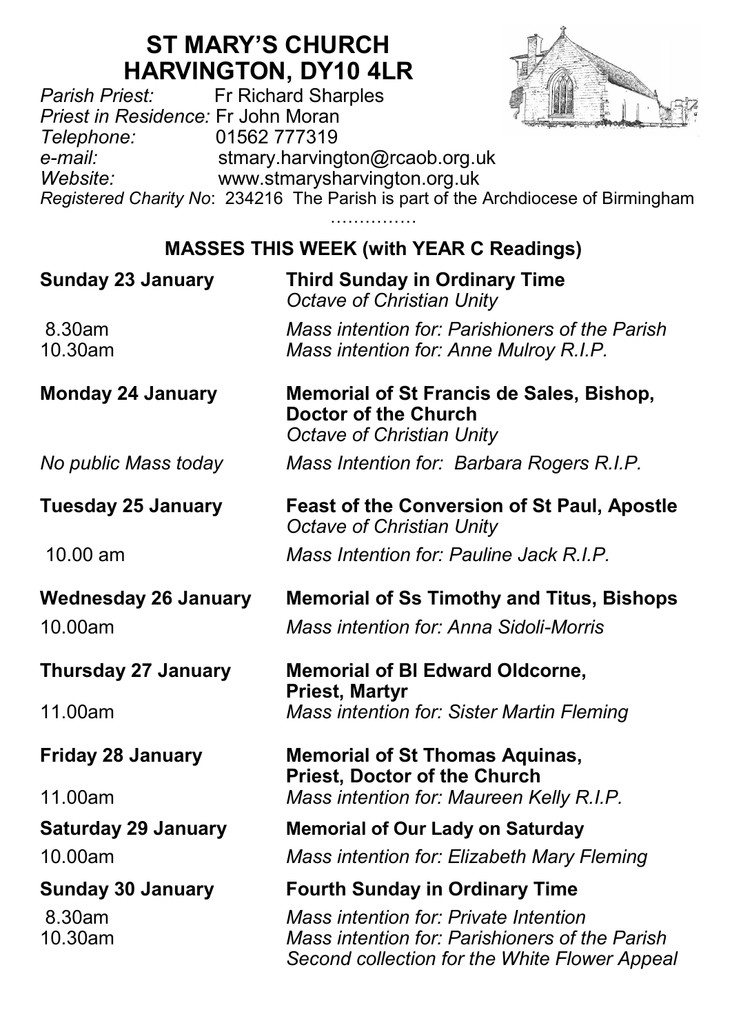# ST MARY'S CHURCH
# HARVINGTON, DY10 4LR

*Parish Priest:* Fr Richard Sharples
*Priest in Residence:* Fr John Moran
*Telephone:* 01562 777319
*e-mail:* stmary.harvington@rcaob.org.uk
*Website:* www.stmarysharvington.org.uk
*Registered Charity No*: 234216 The Parish is part of the Archdiocese of Birmingham

……………

## MASSES THIS WEEK (with YEAR C Readings)

**Sunday 23 January** — **Third Sunday in Ordinary Time**
*Octave of Christian Unity*

8.30am — *Mass intention for: Parishioners of the Parish*
10.30am — *Mass intention for: Anne Mulroy R.I.P.*

**Monday 24 January** — **Memorial of St Francis de Sales, Bishop, Doctor of the Church**
*Octave of Christian Unity*

*No public Mass today* — *Mass Intention for: Barbara Rogers R.I.P.*

**Tuesday 25 January** — **Feast of the Conversion of St Paul, Apostle**
*Octave of Christian Unity*

10.00 am — *Mass Intention for: Pauline Jack R.I.P.*

**Wednesday 26 January** — **Memorial of Ss Timothy and Titus, Bishops**

10.00am — *Mass intention for: Anna Sidoli-Morris*

**Thursday 27 January** — **Memorial of Bl Edward Oldcorne, Priest, Martyr**

11.00am — *Mass intention for: Sister Martin Fleming*

**Friday 28 January** — **Memorial of St Thomas Aquinas, Priest, Doctor of the Church**

11.00am — *Mass intention for: Maureen Kelly R.I.P.*

**Saturday 29 January** — **Memorial of Our Lady on Saturday**

10.00am — *Mass intention for: Elizabeth Mary Fleming*

**Sunday 30 January** — **Fourth Sunday in Ordinary Time**

8.30am — *Mass intention for: Private Intention*
10.30am — *Mass intention for: Parishioners of the Parish*
*Second collection for the White Flower Appeal*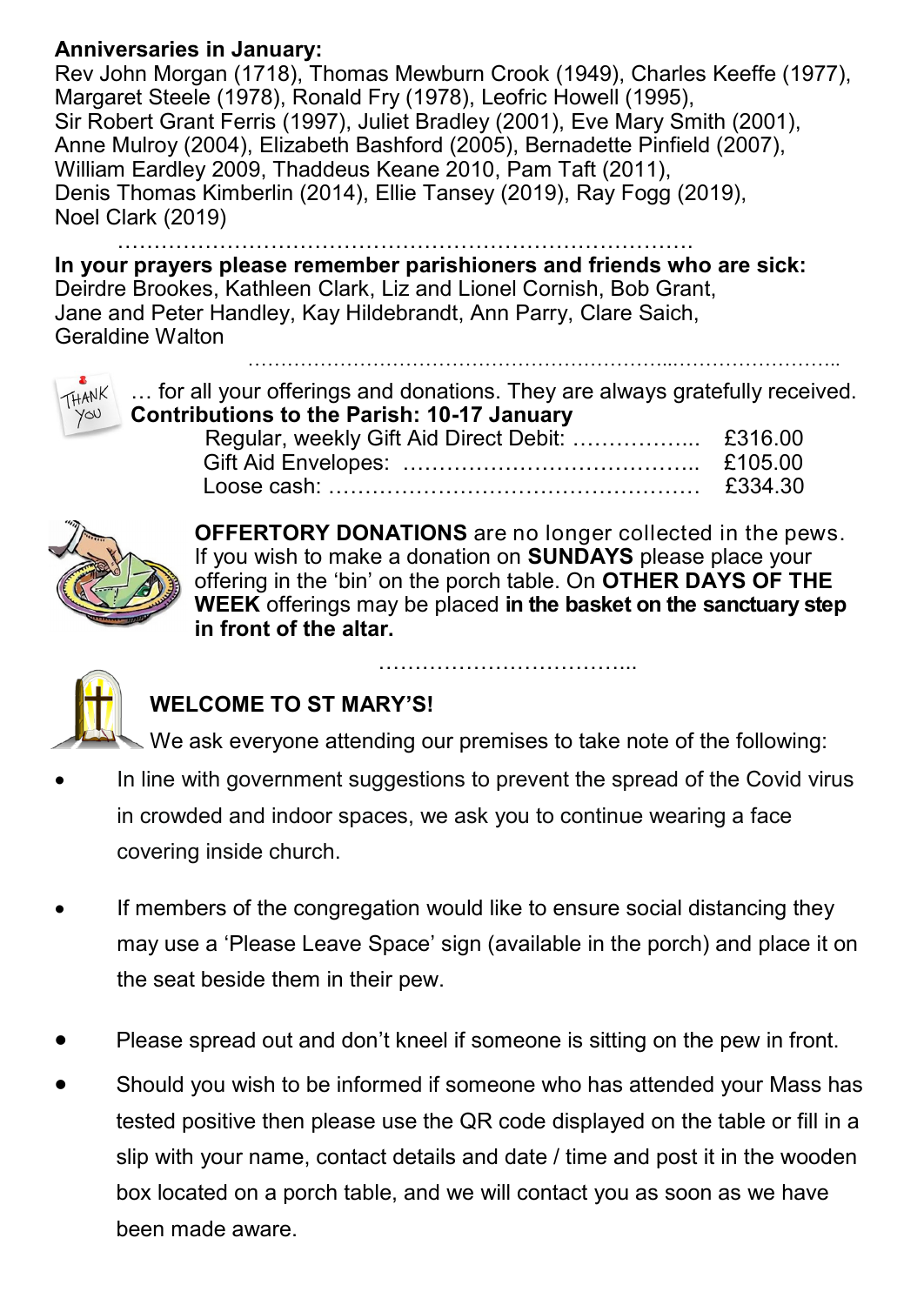**Anniversaries in January:**
Rev John Morgan (1718), Thomas Mewburn Crook (1949), Charles Keeffe (1977), Margaret Steele (1978), Ronald Fry (1978), Leofric Howell (1995), Sir Robert Grant Ferris (1997), Juliet Bradley (2001), Eve Mary Smith (2001), Anne Mulroy (2004), Elizabeth Bashford (2005), Bernadette Pinfield (2007), William Eardley 2009, Thaddeus Keane 2010, Pam Taft (2011), Denis Thomas Kimberlin (2014), Ellie Tansey (2019), Ray Fogg (2019), Noel Clark (2019)

…………………………………………………………………….

**In your prayers please remember parishioners and friends who are sick:**
Deirdre Brookes, Kathleen Clark, Liz and Lionel Cornish, Bob Grant, Jane and Peter Handley, Kay Hildebrandt, Ann Parry, Clare Saich, Geraldine Walton

…………………………………………………………...……………………..

THANK YOU … for all your offerings and donations. They are always gratefully received.

**Contributions to the Parish: 10-17 January**

| | |
|---|---|
| Regular, weekly Gift Aid Direct Debit: …………….. | £316.00 |
| Gift Aid Envelopes: ………………………………….. | £105.00 |
| Loose cash: …………………………………………… | £334.30 |

**OFFERTORY DONATIONS** are no longer collected in the pews. If you wish to make a donation on **SUNDAYS** please place your offering in the 'bin' on the porch table. On **OTHER DAYS OF THE WEEK** offerings may be placed **in the basket on the sanctuary step in front of the altar.**

……………………………...

## WELCOME TO ST MARY'S!

We ask everyone attending our premises to take note of the following:

- In line with government suggestions to prevent the spread of the Covid virus in crowded and indoor spaces, we ask you to continue wearing a face covering inside church.
- If members of the congregation would like to ensure social distancing they may use a 'Please Leave Space' sign (available in the porch) and place it on the seat beside them in their pew.
- Please spread out and don't kneel if someone is sitting on the pew in front.
- Should you wish to be informed if someone who has attended your Mass has tested positive then please use the QR code displayed on the table or fill in a slip with your name, contact details and date / time and post it in the wooden box located on a porch table, and we will contact you as soon as we have been made aware.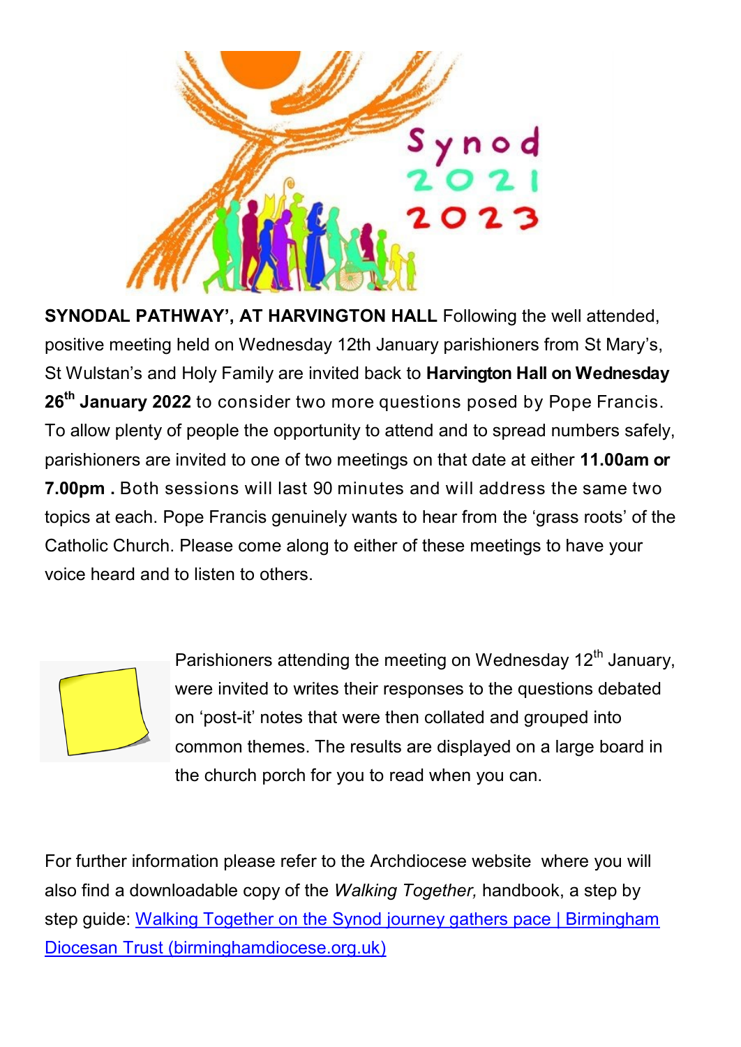**SYNODAL PATHWAY', AT HARVINGTON HALL** Following the well attended, positive meeting held on Wednesday 12th January parishioners from St Mary's, St Wulstan's and Holy Family are invited back to **Harvington Hall on Wednesday 26th January 2022** to consider two more questions posed by Pope Francis. To allow plenty of people the opportunity to attend and to spread numbers safely, parishioners are invited to one of two meetings on that date at either **11.00am or 7.00pm .** Both sessions will last 90 minutes and will address the same two topics at each. Pope Francis genuinely wants to hear from the 'grass roots' of the Catholic Church. Please come along to either of these meetings to have your voice heard and to listen to others.

Parishioners attending the meeting on Wednesday 12th January, were invited to writes their responses to the questions debated on 'post-it' notes that were then collated and grouped into common themes. The results are displayed on a large board in the church porch for you to read when you can.

For further information please refer to the Archdiocese website where you will also find a downloadable copy of the *Walking Together,* handbook, a step by step guide: [Walking Together on the Synod journey gathers pace | Birmingham Diocesan Trust (birminghamdiocese.org.uk)]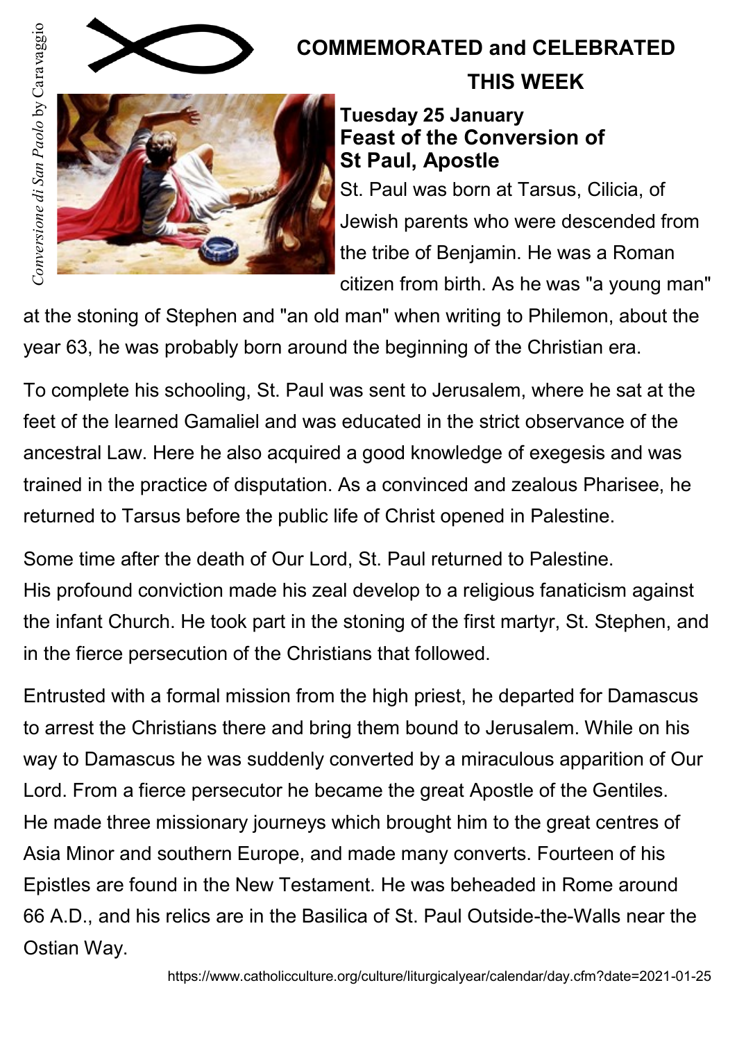*Conversione di San Paolo* by Caravaggio

# COMMEMORATED and CELEBRATED THIS WEEK

## Tuesday 25 January
## Feast of the Conversion of St Paul, Apostle

St. Paul was born at Tarsus, Cilicia, of Jewish parents who were descended from the tribe of Benjamin. He was a Roman citizen from birth. As he was "a young man" at the stoning of Stephen and "an old man" when writing to Philemon, about the year 63, he was probably born around the beginning of the Christian era.

To complete his schooling, St. Paul was sent to Jerusalem, where he sat at the feet of the learned Gamaliel and was educated in the strict observance of the ancestral Law. Here he also acquired a good knowledge of exegesis and was trained in the practice of disputation. As a convinced and zealous Pharisee, he returned to Tarsus before the public life of Christ opened in Palestine.

Some time after the death of Our Lord, St. Paul returned to Palestine. His profound conviction made his zeal develop to a religious fanaticism against the infant Church. He took part in the stoning of the first martyr, St. Stephen, and in the fierce persecution of the Christians that followed.

Entrusted with a formal mission from the high priest, he departed for Damascus to arrest the Christians there and bring them bound to Jerusalem. While on his way to Damascus he was suddenly converted by a miraculous apparition of Our Lord. From a fierce persecutor he became the great Apostle of the Gentiles. He made three missionary journeys which brought him to the great centres of Asia Minor and southern Europe, and made many converts. Fourteen of his Epistles are found in the New Testament. He was beheaded in Rome around 66 A.D., and his relics are in the Basilica of St. Paul Outside-the-Walls near the Ostian Way.

https://www.catholicculture.org/culture/liturgicalyear/calendar/day.cfm?date=2021-01-25